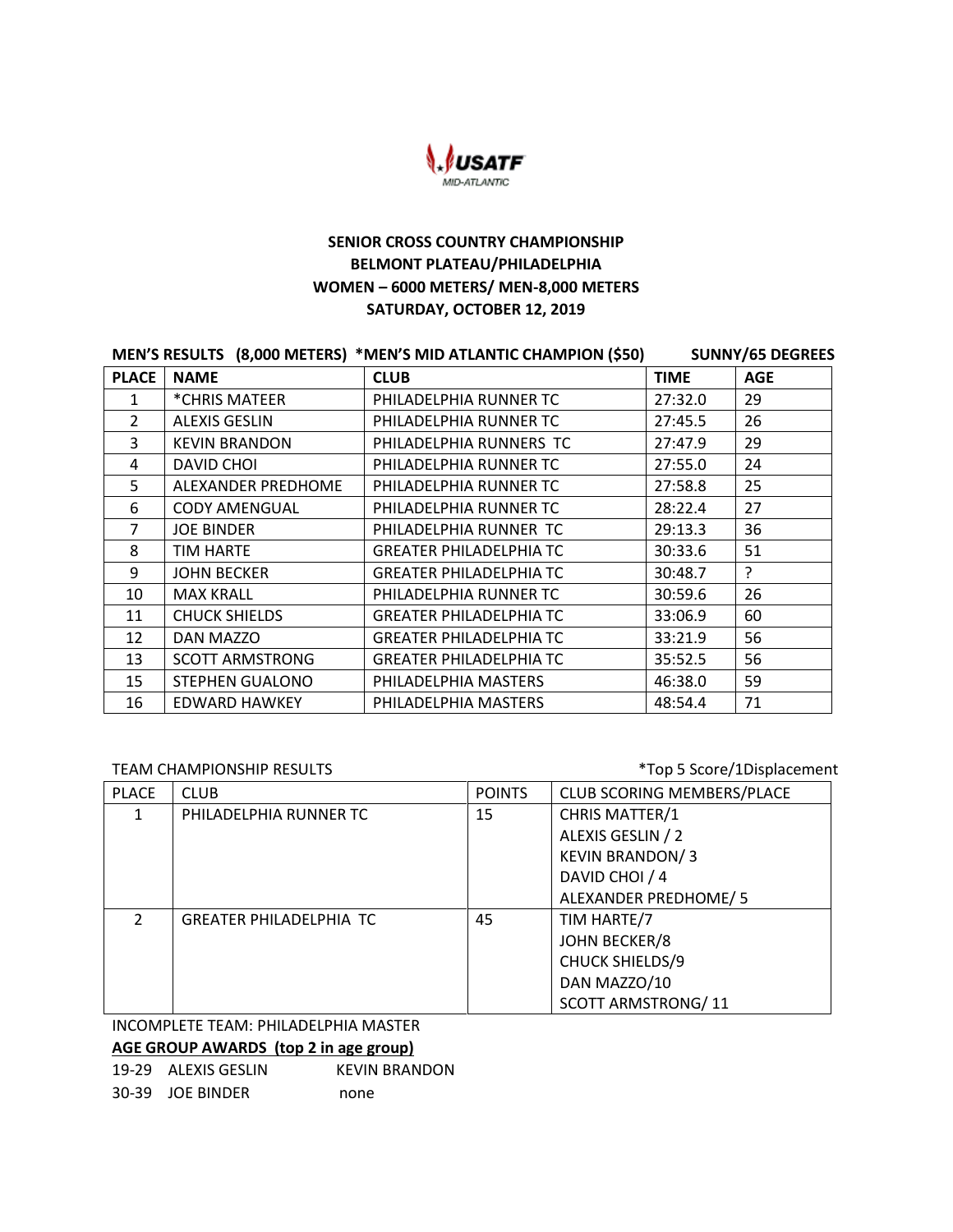USATF MID-ATLANTIC

**SENIOR CROSS COUNTRY CHAMPIONSHIP**
**BELMONT PLATEAU/PHILADELPHIA**
**WOMEN – 6000 METERS/ MEN-8,000 METERS**
**SATURDAY, OCTOBER 12, 2019**

**MEN'S RESULTS (8,000 METERS) *MEN'S MID ATLANTIC CHAMPION ($50) SUNNY/65 DEGREES**

| PLACE | NAME | CLUB | TIME | AGE |
|---|---|---|---|---|
| 1 | *CHRIS MATEER | PHILADELPHIA RUNNER TC | 27:32.0 | 29 |
| 2 | ALEXIS GESLIN | PHILADELPHIA RUNNER TC | 27:45.5 | 26 |
| 3 | KEVIN BRANDON | PHILADELPHIA RUNNERS TC | 27:47.9 | 29 |
| 4 | DAVID CHOI | PHILADELPHIA RUNNER TC | 27:55.0 | 24 |
| 5 | ALEXANDER PREDHOME | PHILADELPHIA RUNNER TC | 27:58.8 | 25 |
| 6 | CODY AMENGUAL | PHILADELPHIA RUNNER TC | 28:22.4 | 27 |
| 7 | JOE BINDER | PHILADELPHIA RUNNER TC | 29:13.3 | 36 |
| 8 | TIM HARTE | GREATER PHILADELPHIA TC | 30:33.6 | 51 |
| 9 | JOHN BECKER | GREATER PHILADELPHIA TC | 30:48.7 | ? |
| 10 | MAX KRALL | PHILADELPHIA RUNNER TC | 30:59.6 | 26 |
| 11 | CHUCK SHIELDS | GREATER PHILADELPHIA TC | 33:06.9 | 60 |
| 12 | DAN MAZZO | GREATER PHILADELPHIA TC | 33:21.9 | 56 |
| 13 | SCOTT ARMSTRONG | GREATER PHILADELPHIA TC | 35:52.5 | 56 |
| 15 | STEPHEN GUALONO | PHILADELPHIA MASTERS | 46:38.0 | 59 |
| 16 | EDWARD HAWKEY | PHILADELPHIA MASTERS | 48:54.4 | 71 |

TEAM CHAMPIONSHIP RESULTS *Top 5 Score/1Displacement

| PLACE | CLUB | POINTS | CLUB SCORING MEMBERS/PLACE |
|---|---|---|---|
| 1 | PHILADELPHIA RUNNER TC | 15 | CHRIS MATTER/1<br>ALEXIS GESLIN / 2<br>KEVIN BRANDON/ 3<br>DAVID CHOI / 4<br>ALEXANDER PREDHOME/ 5 |
| 2 | GREATER PHILADELPHIA TC | 45 | TIM HARTE/7<br>JOHN BECKER/8<br>CHUCK SHIELDS/9<br>DAN MAZZO/10<br>SCOTT ARMSTRONG/ 11 |

INCOMPLETE TEAM: PHILADELPHIA MASTER

**AGE GROUP AWARDS (top 2 in age group)**

| | | |
|---|---|---|
| 19-29 | ALEXIS GESLIN | KEVIN BRANDON |
| 30-39 | JOE BINDER | none |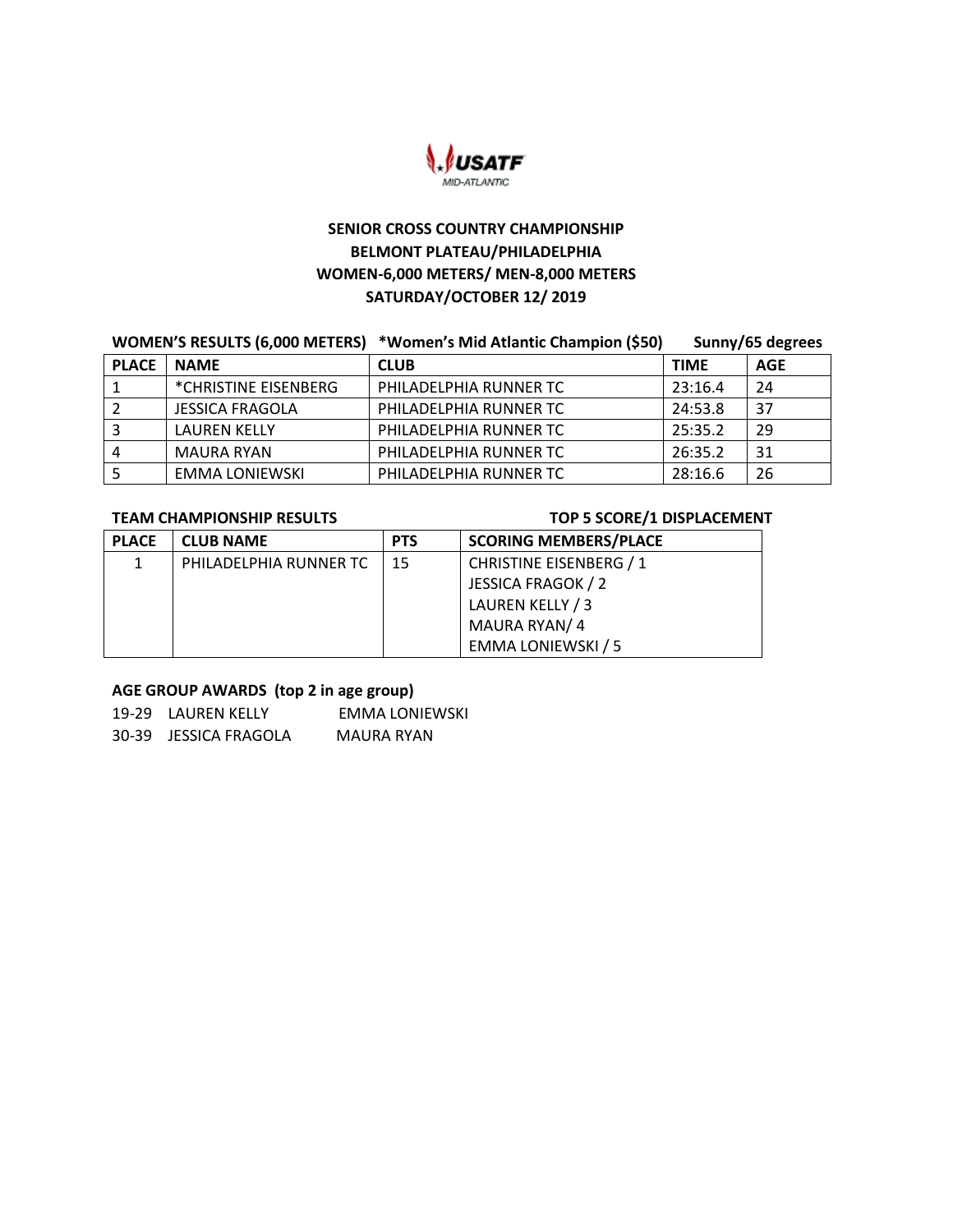USATF MID-ATLANTIC

## SENIOR CROSS COUNTRY CHAMPIONSHIP
## BELMONT PLATEAU/PHILADELPHIA
## WOMEN-6,000 METERS/ MEN-8,000 METERS
## SATURDAY/OCTOBER 12/ 2019

**WOMEN'S RESULTS (6,000 METERS)** **\*Women's Mid Atlantic Champion ($50)** **Sunny/65 degrees**

| PLACE | NAME | CLUB | TIME | AGE |
|---|---|---|---|---|
| 1 | *CHRISTINE EISENBERG | PHILADELPHIA RUNNER TC | 23:16.4 | 24 |
| 2 | JESSICA FRAGOLA | PHILADELPHIA RUNNER TC | 24:53.8 | 37 |
| 3 | LAUREN KELLY | PHILADELPHIA RUNNER TC | 25:35.2 | 29 |
| 4 | MAURA RYAN | PHILADELPHIA RUNNER TC | 26:35.2 | 31 |
| 5 | EMMA LONIEWSKI | PHILADELPHIA RUNNER TC | 28:16.6 | 26 |

**TEAM CHAMPIONSHIP RESULTS** **TOP 5 SCORE/1 DISPLACEMENT**

| PLACE | CLUB NAME | PTS | SCORING MEMBERS/PLACE |
|---|---|---|---|
| 1 | PHILADELPHIA RUNNER TC | 15 | CHRISTINE EISENBERG / 1<br>JESSICA FRAGOK / 2<br>LAUREN KELLY / 3<br>MAURA RYAN/ 4<br>EMMA LONIEWSKI / 5 |

**AGE GROUP AWARDS (top 2 in age group)**

19-29 LAUREN KELLY EMMA LONIEWSKI

30-39 JESSICA FRAGOLA MAURA RYAN